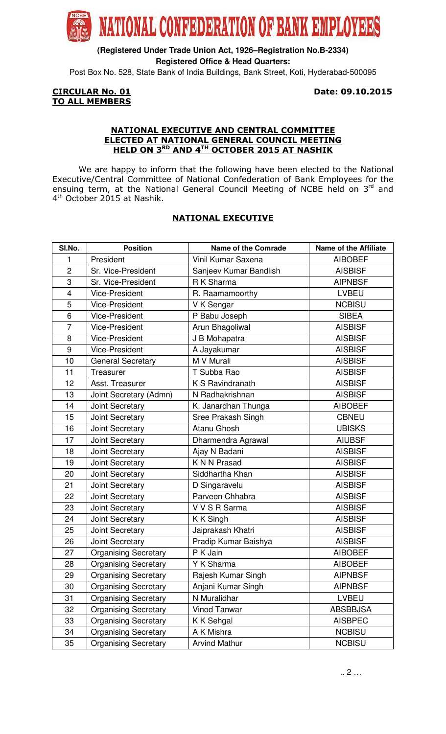# NATIONAL CONFEDERATION OF BANK EMPLOYEES

**(Registered Under Trade Union Act, 1926–Registration No.B-2334)**

**Registered Office & Head Quarters:**

Post Box No. 528, State Bank of India Buildings, Bank Street, Koti, Hyderabad-500095

**CIRCULAR No. 01** **Date: 09.10.2015**

**TO ALL MEMBERS**

## NATIONAL EXECUTIVE AND CENTRAL COMMITTEE ELECTED AT NATIONAL GENERAL COUNCIL MEETING HELD ON 3RD AND 4TH OCTOBER 2015 AT NASHIK

We are happy to inform that the following have been elected to the National Executive/Central Committee of National Confederation of Bank Employees for the ensuing term, at the National General Council Meeting of NCBE held on 3rd and 4th October 2015 at Nashik.

## NATIONAL EXECUTIVE

| Sl.No. | Position | Name of the Comrade | Name of the Affiliate |
|---|---|---|---|
| 1 | President | Vinil Kumar Saxena | AIBOBEF |
| 2 | Sr. Vice-President | Sanjeev Kumar Bandlish | AISBISF |
| 3 | Sr. Vice-President | R K Sharma | AIPNBSF |
| 4 | Vice-President | R. Raamamoorthy | LVBEU |
| 5 | Vice-President | V K Sengar | NCBISU |
| 6 | Vice-President | P Babu Joseph | SIBEA |
| 7 | Vice-President | Arun Bhagoliwal | AISBISF |
| 8 | Vice-President | J B Mohapatra | AISBISF |
| 9 | Vice-President | A Jayakumar | AISBISF |
| 10 | General Secretary | M V Murali | AISBISF |
| 11 | Treasurer | T Subba Rao | AISBISF |
| 12 | Asst. Treasurer | K S Ravindranath | AISBISF |
| 13 | Joint Secretary (Admn) | N Radhakrishnan | AISBISF |
| 14 | Joint Secretary | K. Janardhan Thunga | AIBOBEF |
| 15 | Joint Secretary | Sree Prakash Singh | CBNEU |
| 16 | Joint Secretary | Atanu Ghosh | UBISKS |
| 17 | Joint Secretary | Dharmendra Agrawal | AIUBSF |
| 18 | Joint Secretary | Ajay N Badani | AISBISF |
| 19 | Joint Secretary | K N N Prasad | AISBISF |
| 20 | Joint Secretary | Siddhartha Khan | AISBISF |
| 21 | Joint Secretary | D Singaravelu | AISBISF |
| 22 | Joint Secretary | Parveen Chhabra | AISBISF |
| 23 | Joint Secretary | V V S R Sarma | AISBISF |
| 24 | Joint Secretary | K K Singh | AISBISF |
| 25 | Joint Secretary | Jaiprakash Khatri | AISBISF |
| 26 | Joint Secretary | Pradip Kumar Baishya | AISBISF |
| 27 | Organising Secretary | P K Jain | AIBOBEF |
| 28 | Organising Secretary | Y K Sharma | AIBOBEF |
| 29 | Organising Secretary | Rajesh Kumar Singh | AIPNBSF |
| 30 | Organising Secretary | Anjani Kumar Singh | AIPNBSF |
| 31 | Organising Secretary | N Muralidhar | LVBEU |
| 32 | Organising Secretary | Vinod Tanwar | ABSBBJSA |
| 33 | Organising Secretary | K K Sehgal | AISBPEC |
| 34 | Organising Secretary | A K Mishra | NCBISU |
| 35 | Organising Secretary | Arvind Mathur | NCBISU |

.. 2 …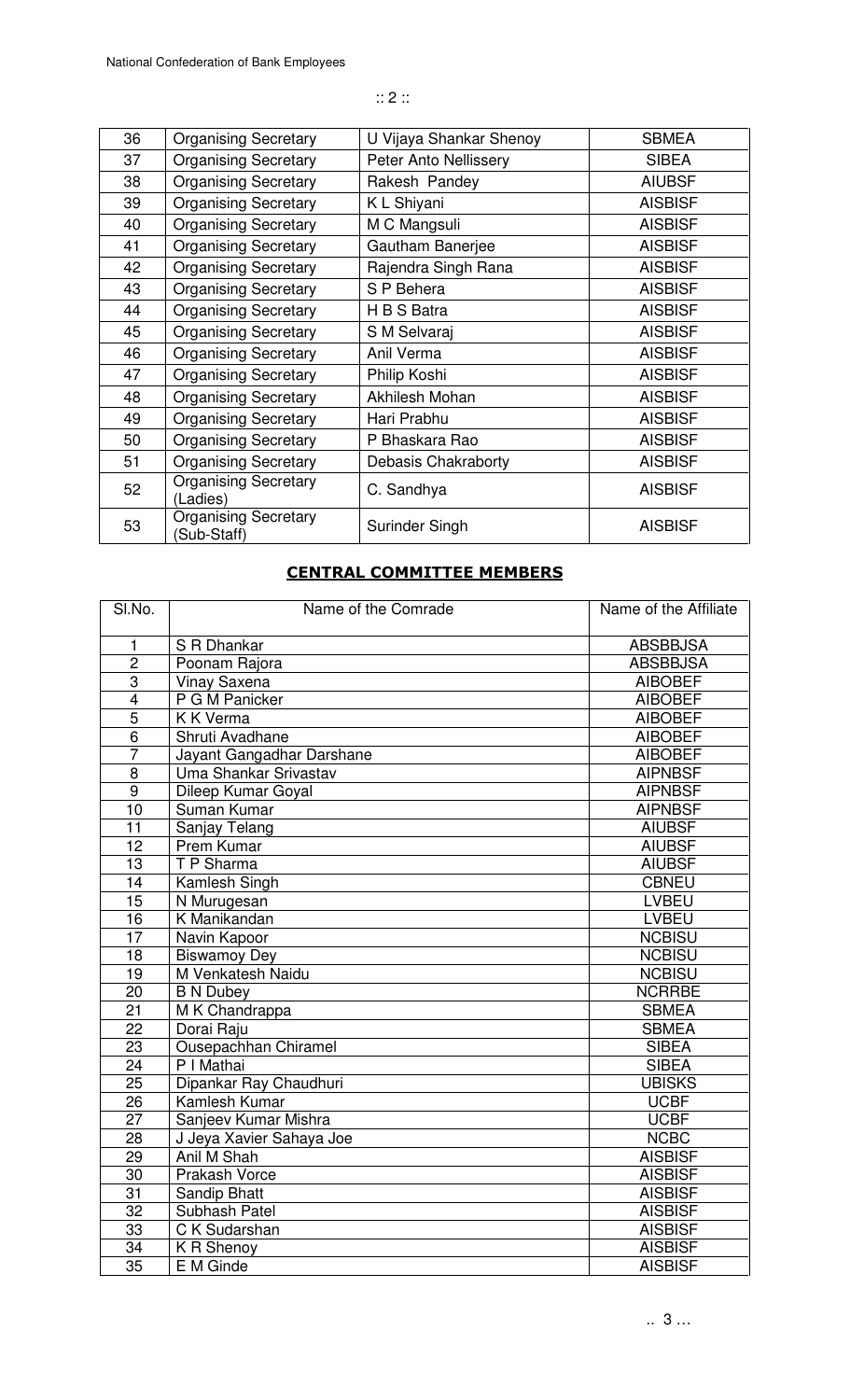| 36 | Organising Secretary | U Vijaya Shankar Shenoy | SBMEA |
|---|---|---|---|
| 37 | Organising Secretary | Peter Anto Nellissery | SIBEA |
| 38 | Organising Secretary | Rakesh Pandey | AIUBSF |
| 39 | Organising Secretary | K L Shiyani | AISBISF |
| 40 | Organising Secretary | M C Mangsuli | AISBISF |
| 41 | Organising Secretary | Gautham Banerjee | AISBISF |
| 42 | Organising Secretary | Rajendra Singh Rana | AISBISF |
| 43 | Organising Secretary | S P Behera | AISBISF |
| 44 | Organising Secretary | H B S Batra | AISBISF |
| 45 | Organising Secretary | S M Selvaraj | AISBISF |
| 46 | Organising Secretary | Anil Verma | AISBISF |
| 47 | Organising Secretary | Philip Koshi | AISBISF |
| 48 | Organising Secretary | Akhilesh Mohan | AISBISF |
| 49 | Organising Secretary | Hari Prabhu | AISBISF |
| 50 | Organising Secretary | P Bhaskara Rao | AISBISF |
| 51 | Organising Secretary | Debasis Chakraborty | AISBISF |
| 52 | Organising Secretary (Ladies) | C. Sandhya | AISBISF |
| 53 | Organising Secretary (Sub-Staff) | Surinder Singh | AISBISF |

## CENTRAL COMMITTEE MEMBERS

| Sl.No. | Name of the Comrade | Name of the Affiliate |
|---|---|---|
| 1 | S R Dhankar | ABSBBJSA |
| 2 | Poonam Rajora | ABSBBJSA |
| 3 | Vinay Saxena | AIBOBEF |
| 4 | P G M Panicker | AIBOBEF |
| 5 | K K Verma | AIBOBEF |
| 6 | Shruti Avadhane | AIBOBEF |
| 7 | Jayant Gangadhar Darshane | AIBOBEF |
| 8 | Uma Shankar Srivastav | AIPNBSF |
| 9 | Dileep Kumar Goyal | AIPNBSF |
| 10 | Suman Kumar | AIPNBSF |
| 11 | Sanjay Telang | AIUBSF |
| 12 | Prem Kumar | AIUBSF |
| 13 | T P Sharma | AIUBSF |
| 14 | Kamlesh Singh | CBNEU |
| 15 | N Murugesan | LVBEU |
| 16 | K Manikandan | LVBEU |
| 17 | Navin Kapoor | NCBISU |
| 18 | Biswamoy Dey | NCBISU |
| 19 | M Venkatesh Naidu | NCBISU |
| 20 | B N Dubey | NCRRBE |
| 21 | M K Chandrappa | SBMEA |
| 22 | Dorai Raju | SBMEA |
| 23 | Ousepachhan Chiramel | SIBEA |
| 24 | P I Mathai | SIBEA |
| 25 | Dipankar Ray Chaudhuri | UBISKS |
| 26 | Kamlesh Kumar | UCBF |
| 27 | Sanjeev Kumar Mishra | UCBF |
| 28 | J Jeya Xavier Sahaya Joe | NCBC |
| 29 | Anil M Shah | AISBISF |
| 30 | Prakash Vorce | AISBISF |
| 31 | Sandip Bhatt | AISBISF |
| 32 | Subhash Patel | AISBISF |
| 33 | C K Sudarshan | AISBISF |
| 34 | K R Shenoy | AISBISF |
| 35 | E M Ginde | AISBISF |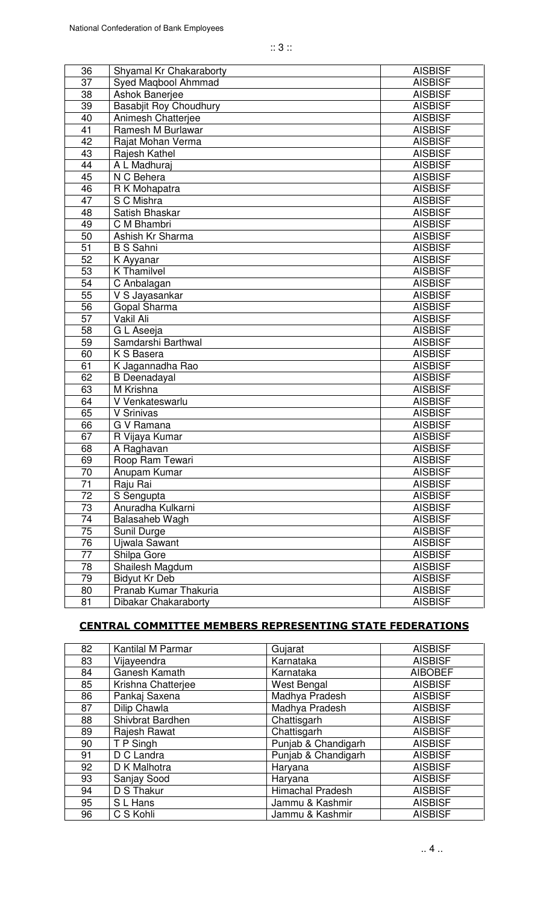| | | |
|---|---|---|
| 36 | Shyamal Kr Chakaraborty | AISBISF |
| 37 | Syed Maqbool Ahmmad | AISBISF |
| 38 | Ashok Banerjee | AISBISF |
| 39 | Basabjit Roy Choudhury | AISBISF |
| 40 | Animesh Chatterjee | AISBISF |
| 41 | Ramesh M Burlawar | AISBISF |
| 42 | Rajat Mohan Verma | AISBISF |
| 43 | Rajesh Kathel | AISBISF |
| 44 | A L Madhuraj | AISBISF |
| 45 | N C Behera | AISBISF |
| 46 | R K Mohapatra | AISBISF |
| 47 | S C Mishra | AISBISF |
| 48 | Satish Bhaskar | AISBISF |
| 49 | C M Bhambri | AISBISF |
| 50 | Ashish Kr Sharma | AISBISF |
| 51 | B S Sahni | AISBISF |
| 52 | K Ayyanar | AISBISF |
| 53 | K Thamilvel | AISBISF |
| 54 | C Anbalagan | AISBISF |
| 55 | V S Jayasankar | AISBISF |
| 56 | Gopal Sharma | AISBISF |
| 57 | Vakil Ali | AISBISF |
| 58 | G L Aseeja | AISBISF |
| 59 | Samdarshi Barthwal | AISBISF |
| 60 | K S Basera | AISBISF |
| 61 | K Jagannadha Rao | AISBISF |
| 62 | B Deenadayal | AISBISF |
| 63 | M Krishna | AISBISF |
| 64 | V Venkateswarlu | AISBISF |
| 65 | V Srinivas | AISBISF |
| 66 | G V Ramana | AISBISF |
| 67 | R Vijaya Kumar | AISBISF |
| 68 | A Raghavan | AISBISF |
| 69 | Roop Ram Tewari | AISBISF |
| 70 | Anupam Kumar | AISBISF |
| 71 | Raju Rai | AISBISF |
| 72 | S Sengupta | AISBISF |
| 73 | Anuradha Kulkarni | AISBISF |
| 74 | Balasaheb Wagh | AISBISF |
| 75 | Sunil Durge | AISBISF |
| 76 | Ujwala Sawant | AISBISF |
| 77 | Shilpa Gore | AISBISF |
| 78 | Shailesh Magdum | AISBISF |
| 79 | Bidyut Kr Deb | AISBISF |
| 80 | Pranab Kumar Thakuria | AISBISF |
| 81 | Dibakar Chakaraborty | AISBISF |

## CENTRAL COMMITTEE MEMBERS REPRESENTING STATE FEDERATIONS

| | | | |
|---|---|---|---|
| 82 | Kantilal M Parmar | Gujarat | AISBISF |
| 83 | Vijayeendra | Karnataka | AISBISF |
| 84 | Ganesh Kamath | Karnataka | AIBOBEF |
| 85 | Krishna Chatterjee | West Bengal | AISBISF |
| 86 | Pankaj Saxena | Madhya Pradesh | AISBISF |
| 87 | Dilip Chawla | Madhya Pradesh | AISBISF |
| 88 | Shivbrat Bardhen | Chattisgarh | AISBISF |
| 89 | Rajesh Rawat | Chattisgarh | AISBISF |
| 90 | T P Singh | Punjab & Chandigarh | AISBISF |
| 91 | D C Landra | Punjab & Chandigarh | AISBISF |
| 92 | D K Malhotra | Haryana | AISBISF |
| 93 | Sanjay Sood | Haryana | AISBISF |
| 94 | D S Thakur | Himachal Pradesh | AISBISF |
| 95 | S L Hans | Jammu & Kashmir | AISBISF |
| 96 | C S Kohli | Jammu & Kashmir | AISBISF |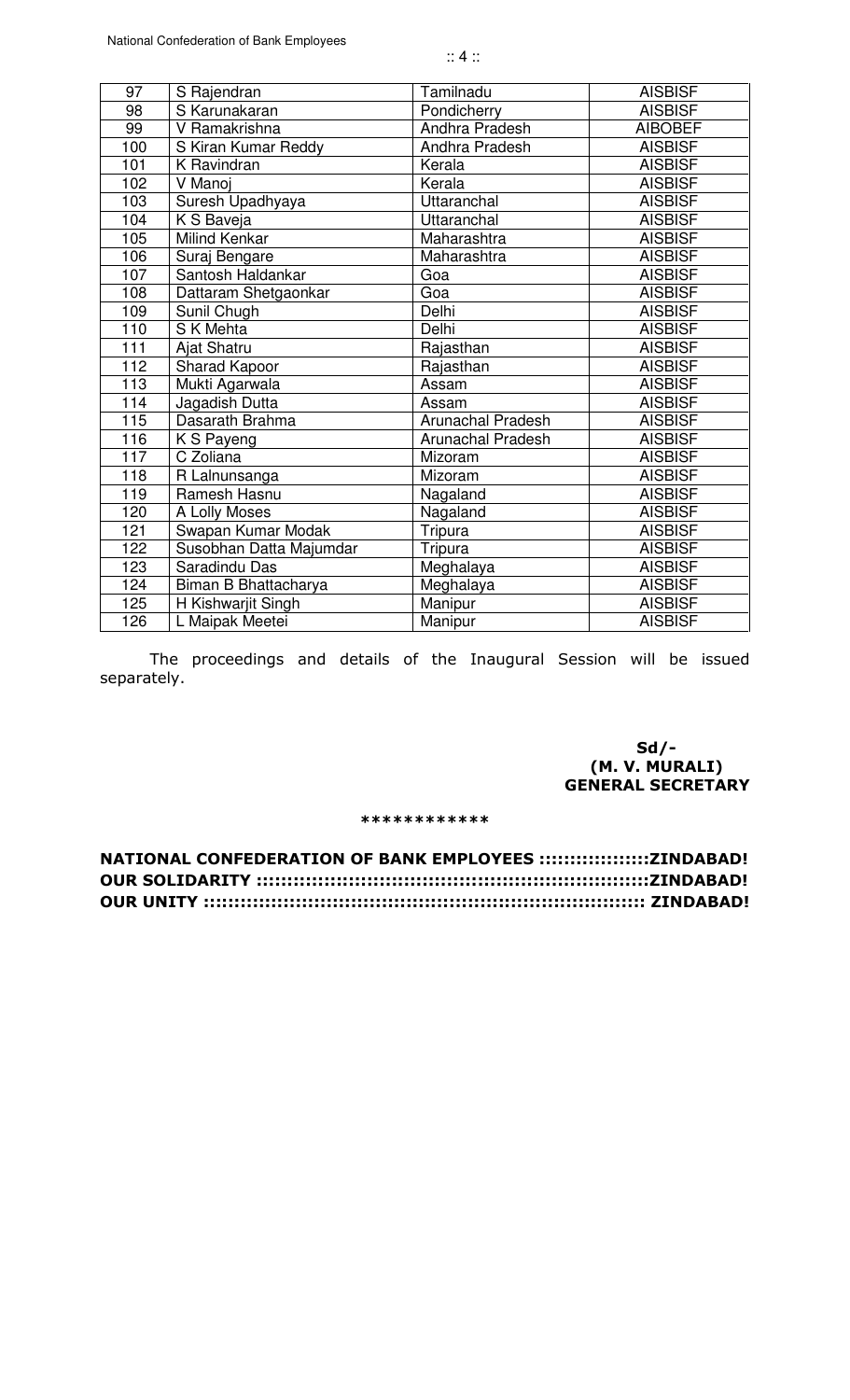| | | | |
|---|---|---|---|
| 97 | S Rajendran | Tamilnadu | AISBISF |
| 98 | S Karunakaran | Pondicherry | AISBISF |
| 99 | V Ramakrishna | Andhra Pradesh | AIBOBEF |
| 100 | S Kiran Kumar Reddy | Andhra Pradesh | AISBISF |
| 101 | K Ravindran | Kerala | AISBISF |
| 102 | V Manoj | Kerala | AISBISF |
| 103 | Suresh Upadhyaya | Uttaranchal | AISBISF |
| 104 | K S Baveja | Uttaranchal | AISBISF |
| 105 | Milind Kenkar | Maharashtra | AISBISF |
| 106 | Suraj Bengare | Maharashtra | AISBISF |
| 107 | Santosh Haldankar | Goa | AISBISF |
| 108 | Dattaram Shetgaonkar | Goa | AISBISF |
| 109 | Sunil Chugh | Delhi | AISBISF |
| 110 | S K Mehta | Delhi | AISBISF |
| 111 | Ajat Shatru | Rajasthan | AISBISF |
| 112 | Sharad Kapoor | Rajasthan | AISBISF |
| 113 | Mukti Agarwala | Assam | AISBISF |
| 114 | Jagadish Dutta | Assam | AISBISF |
| 115 | Dasarath Brahma | Arunachal Pradesh | AISBISF |
| 116 | K S Payeng | Arunachal Pradesh | AISBISF |
| 117 | C Zoliana | Mizoram | AISBISF |
| 118 | R Lalnunsanga | Mizoram | AISBISF |
| 119 | Ramesh Hasnu | Nagaland | AISBISF |
| 120 | A Lolly Moses | Nagaland | AISBISF |
| 121 | Swapan Kumar Modak | Tripura | AISBISF |
| 122 | Susobhan Datta Majumdar | Tripura | AISBISF |
| 123 | Saradindu Das | Meghalaya | AISBISF |
| 124 | Biman B Bhattacharya | Meghalaya | AISBISF |
| 125 | H Kishwarjit Singh | Manipur | AISBISF |
| 126 | L Maipak Meetei | Manipur | AISBISF |

The proceedings and details of the Inaugural Session will be issued separately.

**Sd/-**
**(M. V. MURALI)**
**GENERAL SECRETARY**

************

**NATIONAL CONFEDERATION OF BANK EMPLOYEES ::::::::::::::::::ZINDABAD!**
**OUR SOLIDARITY :::::::::::::::::::::::::::::::::::::::::::::::::::::::::::ZINDABAD!**
**OUR UNITY :::::::::::::::::::::::::::::::::::::::::::::::::::::::::::::::::::: ZINDABAD!**